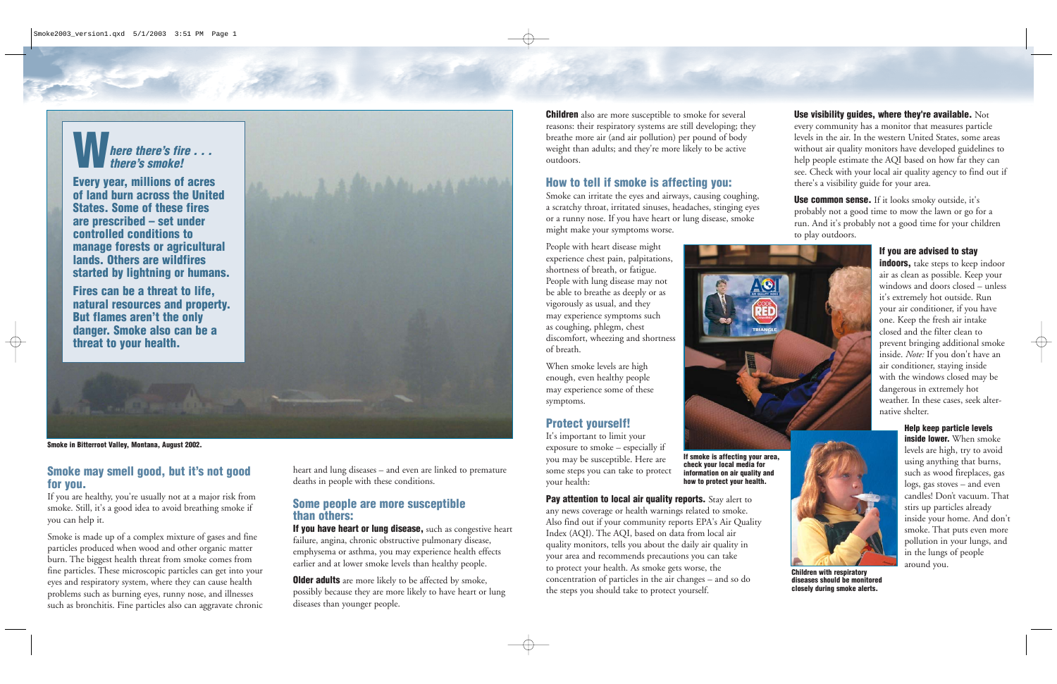## Where there's fire . . . there's smoke!

**Every year, millions of acres of land burn across the United States. Some of these fires are prescribed – set under controlled conditions to manage forests or agricultural lands. Others are wildfires started by lightning or humans.**

**Fires can be a threat to life, natural resources and property. But flames aren't the only danger. Smoke also can be a threat to your health.**

Smoke in Bitterroot Valley, Montana, August 2002.

### Smoke may smell good, but it's not good for you.

If you are healthy, you're usually not at a major risk from smoke. Still, it's a good idea to avoid breathing smoke if you can help it.

Smoke is made up of a complex mixture of gases and fine particles produced when wood and other organic matter burn. The biggest health threat from smoke comes from fine particles. These microscopic particles can get into your eyes and respiratory system, where they can cause health problems such as burning eyes, runny nose, and illnesses such as bronchitis. Fine particles also can aggravate chronic heart and lung diseases – and even are linked to premature deaths in people with these conditions.

### Some people are more susceptible than others:

**If you have heart or lung disease,** such as congestive heart failure, angina, chronic obstructive pulmonary disease, emphysema or asthma, you may experience health effects earlier and at lower smoke levels than healthy people.

**Older adults** are more likely to be affected by smoke, possibly because they are more likely to have heart or lung diseases than younger people.

**Children** also are more susceptible to smoke for several reasons: their respiratory systems are still developing; they breathe more air (and air pollution) per pound of body weight than adults; and they're more likely to be active outdoors.

### How to tell if smoke is affecting you:

Smoke can irritate the eyes and airways, causing coughing, a scratchy throat, irritated sinuses, headaches, stinging eyes or a runny nose. If you have heart or lung disease, smoke might make your symptoms worse.

People with heart disease might experience chest pain, palpitations, shortness of breath, or fatigue. People with lung disease may not be able to breathe as deeply or as vigorously as usual, and they may experience symptoms such as coughing, phlegm, chest discomfort, wheezing and shortness of breath.

When smoke levels are high enough, even healthy people may experience some of these symptoms.

If smoke is affecting your area, check your local media for information on air quality and how to protect your health.

### Protect yourself!

It's important to limit your exposure to smoke – especially if you may be susceptible. Here are some steps you can take to protect your health:

**Pay attention to local air quality reports.** Stay alert to any news coverage or health warnings related to smoke. Also find out if your community reports EPA's Air Quality Index (AQI). The AQI, based on data from local air quality monitors, tells you about the daily air quality in your area and recommends precautions you can take to protect your health. As smoke gets worse, the concentration of particles in the air changes – and so do the steps you should take to protect yourself.

**Use visibility guides, where they're available.** Not every community has a monitor that measures particle levels in the air. In the western United States, some areas without air quality monitors have developed guidelines to help people estimate the AQI based on how far they can see. Check with your local air quality agency to find out if there's a visibility guide for your area.

**Use common sense.** If it looks smoky outside, it's probably not a good time to mow the lawn or go for a run. And it's probably not a good time for your children to play outdoors.

**If you are advised to stay indoors,** take steps to keep indoor air as clean as possible. Keep your windows and doors closed – unless it's extremely hot outside. Run your air conditioner, if you have one. Keep the fresh air intake closed and the filter clean to prevent bringing additional smoke inside. *Note:* If you don't have an air conditioner, staying inside with the windows closed may be dangerous in extremely hot weather. In these cases, seek alternative shelter.

**Help keep particle levels inside lower.** When smoke levels are high, try to avoid using anything that burns, such as wood fireplaces, gas logs, gas stoves – and even candles! Don't vacuum. That stirs up particles already inside your home. And don't smoke. That puts even more pollution in your lungs, and in the lungs of people around you.

Children with respiratory diseases should be monitored closely during smoke alerts.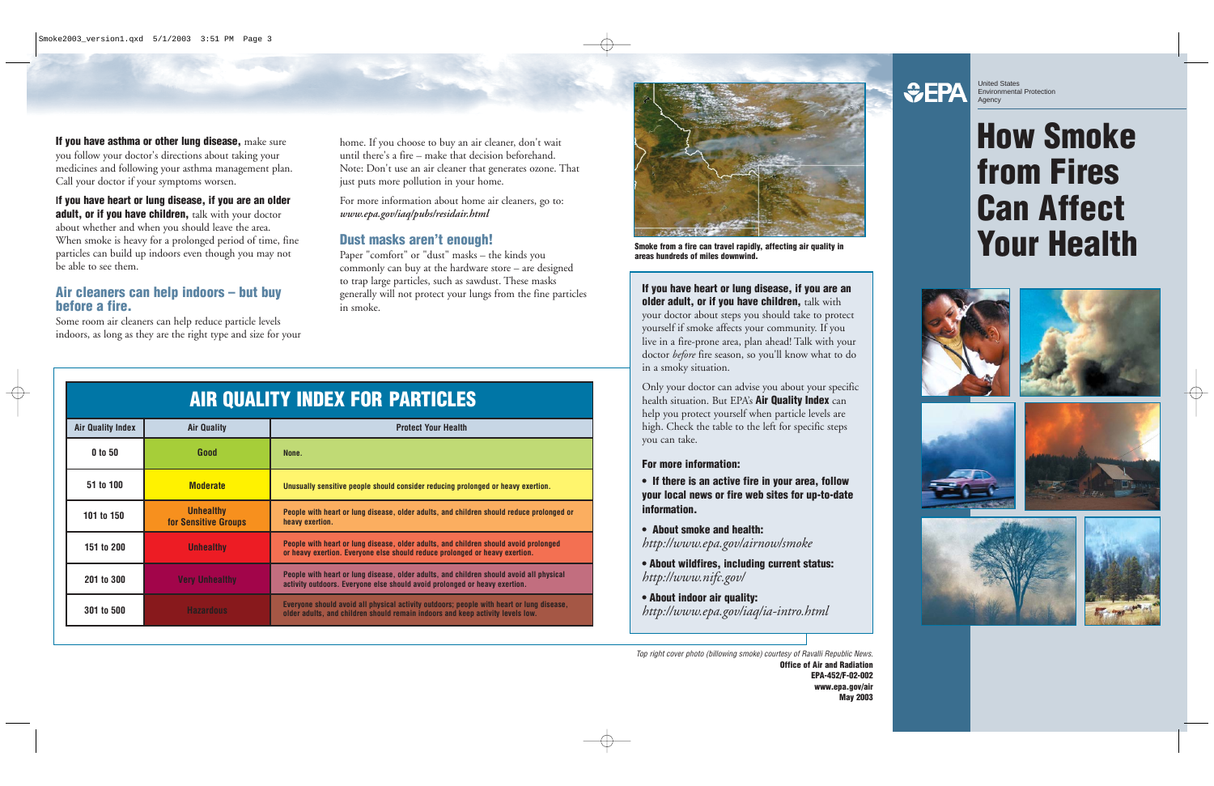**If you have asthma or other lung disease,** make sure you follow your doctor's directions about taking your medicines and following your asthma management plan. Call your doctor if your symptoms worsen.

**If you have heart or lung disease, if you are an older adult, or if you have children,** talk with your doctor about whether and when you should leave the area. When smoke is heavy for a prolonged period of time, fine particles can build up indoors even though you may not be able to see them.

## Air cleaners can help indoors – but buy before a fire.

Some room air cleaners can help reduce particle levels indoors, as long as they are the right type and size for your home. If you choose to buy an air cleaner, don't wait until there's a fire – make that decision beforehand. Note: Don't use an air cleaner that generates ozone. That just puts more pollution in your home.

For more information about home air cleaners, go to: *www.epa.gov/iaq/pubs/residair.html*

## Dust masks aren't enough!

Paper "comfort" or "dust" masks – the kinds you commonly can buy at the hardware store – are designed to trap large particles, such as sawdust. These masks generally will not protect your lungs from the fine particles in smoke.

**Smoke from a fire can travel rapidly, affecting air quality in areas hundreds of miles downwind.**

**If you have heart or lung disease, if you are an older adult, or if you have children,** talk with your doctor about steps you should take to protect yourself if smoke affects your community. If you live in a fire-prone area, plan ahead! Talk with your doctor *before* fire season, so you'll know what to do in a smoky situation.

Only your doctor can advise you about your specific health situation. But EPA's **Air Quality Index** can help you protect yourself when particle levels are high. Check the table to the left for specific steps you can take.

### AIR QUALITY INDEX FOR PARTICLES

| Air Quality Index | Air Quality | Protect Your Health |
|---|---|---|
| 0 to 50 | Good | None. |
| 51 to 100 | Moderate | Unusually sensitive people should consider reducing prolonged or heavy exertion. |
| 101 to 150 | Unhealthy for Sensitive Groups | People with heart or lung disease, older adults, and children should reduce prolonged or heavy exertion. |
| 151 to 200 | Unhealthy | People with heart or lung disease, older adults, and children should avoid prolonged or heavy exertion. Everyone else should reduce prolonged or heavy exertion. |
| 201 to 300 | Very Unhealthy | People with heart or lung disease, older adults, and children should avoid all physical activity outdoors. Everyone else should avoid prolonged or heavy exertion. |
| 301 to 500 | Hazardous | Everyone should avoid all physical activity outdoors; people with heart or lung disease, older adults, and children should remain indoors and keep activity levels low. |

### For more information:

- **If there is an active fire in your area, follow your local news or fire web sites for up-to-date information.**
- **About smoke and health:** *http://www.epa.gov/airnow/smoke*
- **About wildfires, including current status:** *http://www.nifc.gov/*
- **About indoor air quality:** *http://www.epa.gov/iaq/ia-intro.html*

*Top right cover photo (billowing smoke) courtesy of Ravalli Republic News.*

**Office of Air and Radiation**
**EPA-452/F-02-002**
**www.epa.gov/air**
**May 2003**

EPA United States Environmental Protection Agency

# How Smoke from Fires Can Affect Your Health